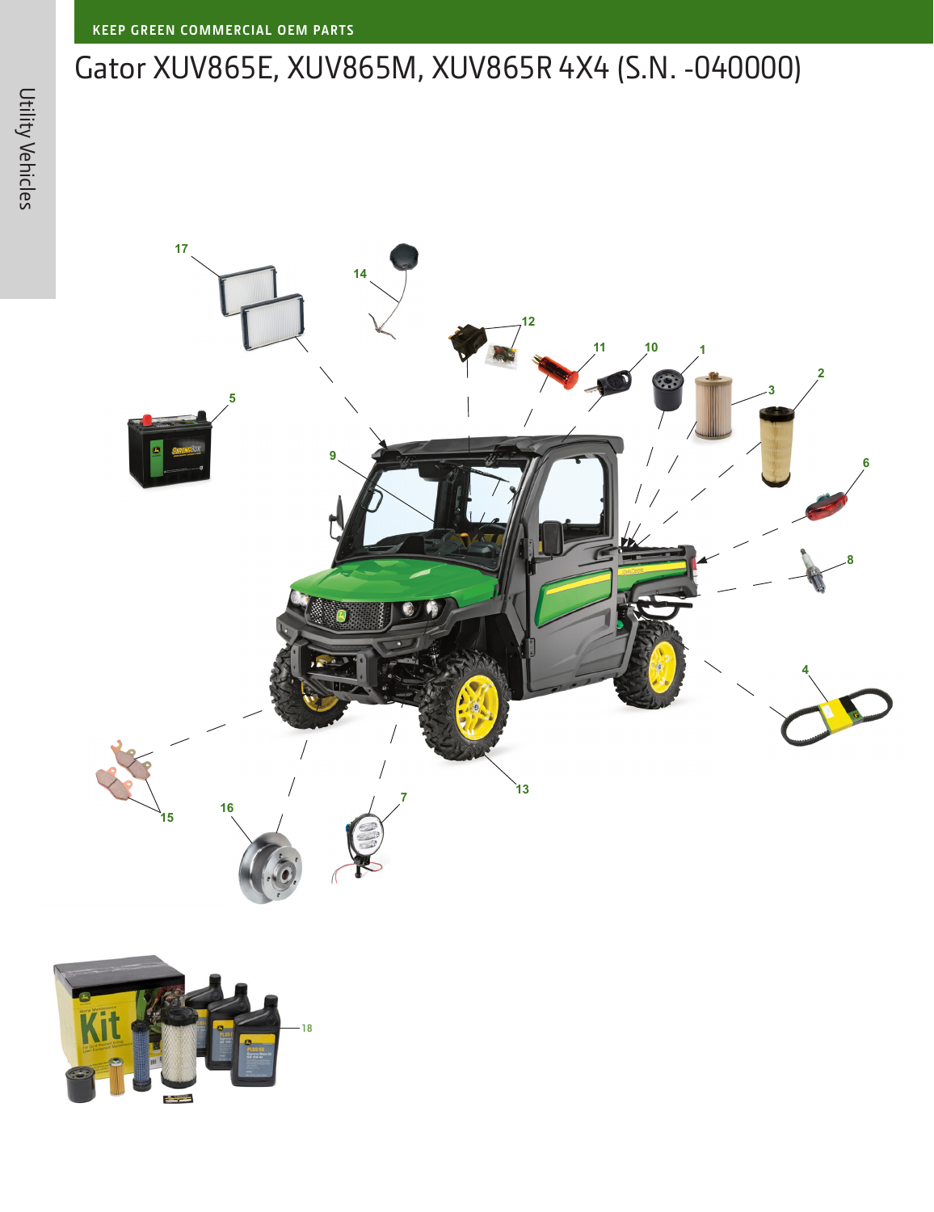KEEP GREEN COMMERCIAL OEM PARTS

# Gator XUV865E, XUV865M, XUV865R 4X4 (S.N. -040000)

17 14 12 11 10 1 2 3 5 9 6 8 4 15 16 7 13 18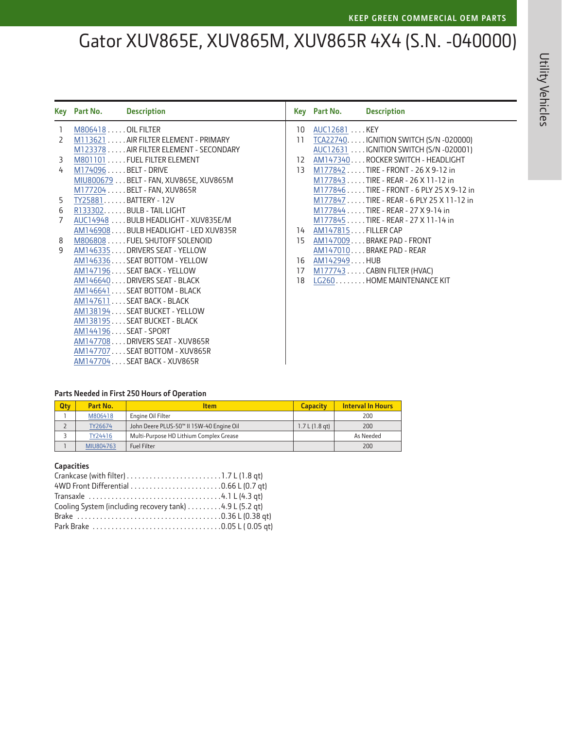# Gator XUV865E, XUV865M, XUV865R 4X4 (S.N. -040000)

| Key | Part No. | Description |
|---|---|---|
| 1 | M806418 | OIL FILTER |
| 2 | M113621 | AIR FILTER ELEMENT - PRIMARY |
| | M123378 | AIR FILTER ELEMENT - SECONDARY |
| 3 | M801101 | FUEL FILTER ELEMENT |
| 4 | M174096 | BELT - DRIVE |
| | MIU800679 | BELT - FAN, XUV865E, XUV865M |
| | M177204 | BELT - FAN, XUV865R |
| 5 | TY25881 | BATTERY - 12V |
| 6 | R133302 | BULB - TAIL LIGHT |
| 7 | AUC14948 | BULB HEADLIGHT - XUV835E/M |
| | AM146908 | BULB HEADLIGHT - LED XUV835R |
| 8 | M806808 | FUEL SHUTOFF SOLENOID |
| 9 | AM146335 | DRIVERS SEAT - YELLOW |
| | AM146336 | SEAT BOTTOM - YELLOW |
| | AM147196 | SEAT BACK - YELLOW |
| | AM146640 | DRIVERS SEAT - BLACK |
| | AM146641 | SEAT BOTTOM - BLACK |
| | AM147611 | SEAT BACK - BLACK |
| | AM138194 | SEAT BUCKET - YELLOW |
| | AM138195 | SEAT BUCKET - BLACK |
| | AM144196 | SEAT - SPORT |
| | AM147708 | DRIVERS SEAT - XUV865R |
| | AM147707 | SEAT BOTTOM - XUV865R |
| | AM147704 | SEAT BACK - XUV865R |
| 10 | AUC12681 | KEY |
| 11 | TCA22740 | IGNITION SWITCH (S/N -020000) |
| | AUC12631 | IGNITION SWITCH (S/N -020001) |
| 12 | AM147340 | ROCKER SWITCH - HEADLIGHT |
| 13 | M177842 | TIRE - FRONT - 26 X 9-12 in |
| | M177843 | TIRE - REAR - 26 X 11-12 in |
| | M177846 | TIRE - FRONT - 6 PLY 25 X 9-12 in |
| | M177847 | TIRE - REAR - 6 PLY 25 X 11-12 in |
| | M177844 | TIRE - REAR - 27 X 9-14 in |
| | M177845 | TIRE - REAR - 27 X 11-14 in |
| 14 | AM147815 | FILLER CAP |
| 15 | AM147009 | BRAKE PAD - FRONT |
| | AM147010 | BRAKE PAD - REAR |
| 16 | AM142949 | HUB |
| 17 | M177743 | CABIN FILTER (HVAC) |
| 18 | LG260 | HOME MAINTENANCE KIT |

### Parts Needed in First 250 Hours of Operation

| Qty | Part No. | Item | Capacity | Interval In Hours |
|---|---|---|---|---|
| 1 | M806418 | Engine Oil Filter | | 200 |
| 2 | TY26674 | John Deere PLUS-50™ II 15W-40 Engine Oil | 1.7 L (1.8 qt) | 200 |
| 3 | TY24416 | Multi-Purpose HD Lithium Complex Grease | | As Needed |
| 1 | MIU804763 | Fuel Filter | | 200 |

### Capacities

Crankcase (with filter) .......................... 1.7 L (1.8 qt)
4WD Front Differential ........................ 0.66 L (0.7 qt)
Transaxle .................................. 4.1 L (4.3 qt)
Cooling System (including recovery tank) ......... 4.9 L (5.2 qt)
Brake ..................................... 0.36 L (0.38 qt)
Park Brake ................................. 0.05 L ( 0.05 qt)